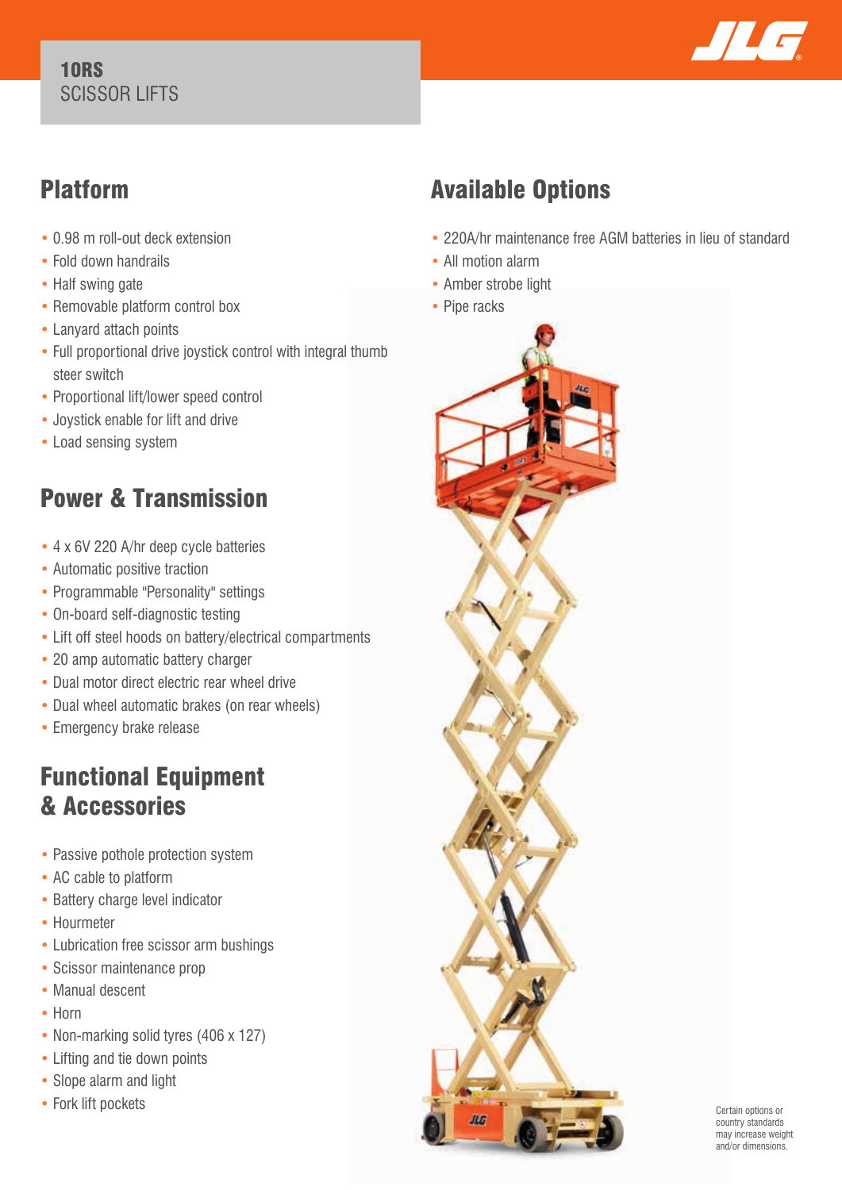# 10RS
SCISSOR LIFTS

## Platform

- 0.98 m roll-out deck extension
- Fold down handrails
- Half swing gate
- Removable platform control box
- Lanyard attach points
- Full proportional drive joystick control with integral thumb steer switch
- Proportional lift/lower speed control
- Joystick enable for lift and drive
- Load sensing system

## Power & Transmission

- 4 x 6V 220 A/hr deep cycle batteries
- Automatic positive traction
- Programmable "Personality" settings
- On-board self-diagnostic testing
- Lift off steel hoods on battery/electrical compartments
- 20 amp automatic battery charger
- Dual motor direct electric rear wheel drive
- Dual wheel automatic brakes (on rear wheels)
- Emergency brake release

## Functional Equipment & Accessories

- Passive pothole protection system
- AC cable to platform
- Battery charge level indicator
- Hourmeter
- Lubrication free scissor arm bushings
- Scissor maintenance prop
- Manual descent
- Horn
- Non-marking solid tyres (406 x 127)
- Lifting and tie down points
- Slope alarm and light
- Fork lift pockets

## Available Options

- 220A/hr maintenance free AGM batteries in lieu of standard
- All motion alarm
- Amber strobe light
- Pipe racks

Certain options or country standards may increase weight and/or dimensions.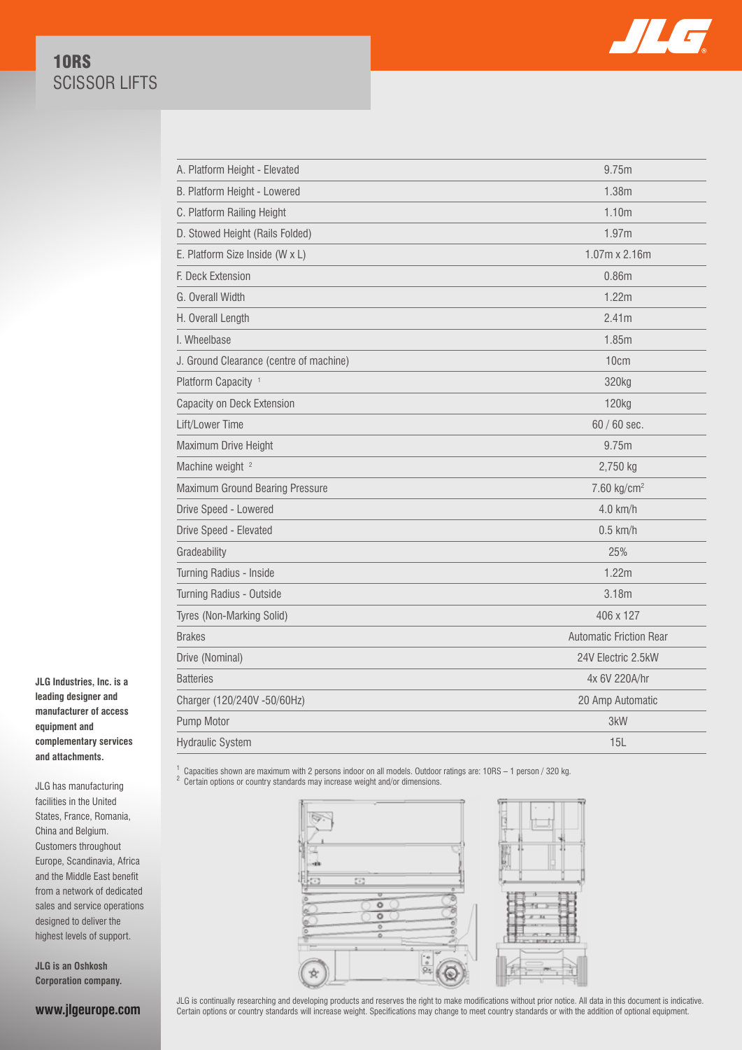# 10RS
## SCISSOR LIFTS

| | |
|---|---|
| A. Platform Height - Elevated | 9.75m |
| B. Platform Height - Lowered | 1.38m |
| C. Platform Railing Height | 1.10m |
| D. Stowed Height (Rails Folded) | 1.97m |
| E. Platform Size Inside (W x L) | 1.07m x 2.16m |
| F. Deck Extension | 0.86m |
| G. Overall Width | 1.22m |
| H. Overall Length | 2.41m |
| I. Wheelbase | 1.85m |
| J. Ground Clearance (centre of machine) | 10cm |
| Platform Capacity [1] | 320kg |
| Capacity on Deck Extension | 120kg |
| Lift/Lower Time | 60 / 60 sec. |
| Maximum Drive Height | 9.75m |
| Machine weight [2] | 2,750 kg |
| Maximum Ground Bearing Pressure | 7.60 kg/cm$^2$ |
| Drive Speed - Lowered | 4.0 km/h |
| Drive Speed - Elevated | 0.5 km/h |
| Gradeability | 25% |
| Turning Radius - Inside | 1.22m |
| Turning Radius - Outside | 3.18m |
| Tyres (Non-Marking Solid) | 406 x 127 |
| Brakes | Automatic Friction Rear |
| Drive (Nominal) | 24V Electric 2.5kW |
| Batteries | 4x 6V 220A/hr |
| Charger (120/240V -50/60Hz) | 20 Amp Automatic |
| Pump Motor | 3kW |
| Hydraulic System | 15L |

[1] Capacities shown are maximum with 2 persons indoor on all models. Outdoor ratings are: 10RS – 1 person / 320 kg.
[2] Certain options or country standards may increase weight and/or dimensions.

**JLG Industries, Inc. is a leading designer and manufacturer of access equipment and complementary services and attachments.**

JLG has manufacturing facilities in the United States, France, Romania, China and Belgium. Customers throughout Europe, Scandinavia, Africa and the Middle East benefit from a network of dedicated sales and service operations designed to deliver the highest levels of support.

**JLG is an Oshkosh Corporation company.**

**www.jlgeurope.com**

JLG is continually researching and developing products and reserves the right to make modifications without prior notice. All data in this document is indicative. Certain options or country standards will increase weight. Specifications may change to meet country standards or with the addition of optional equipment.